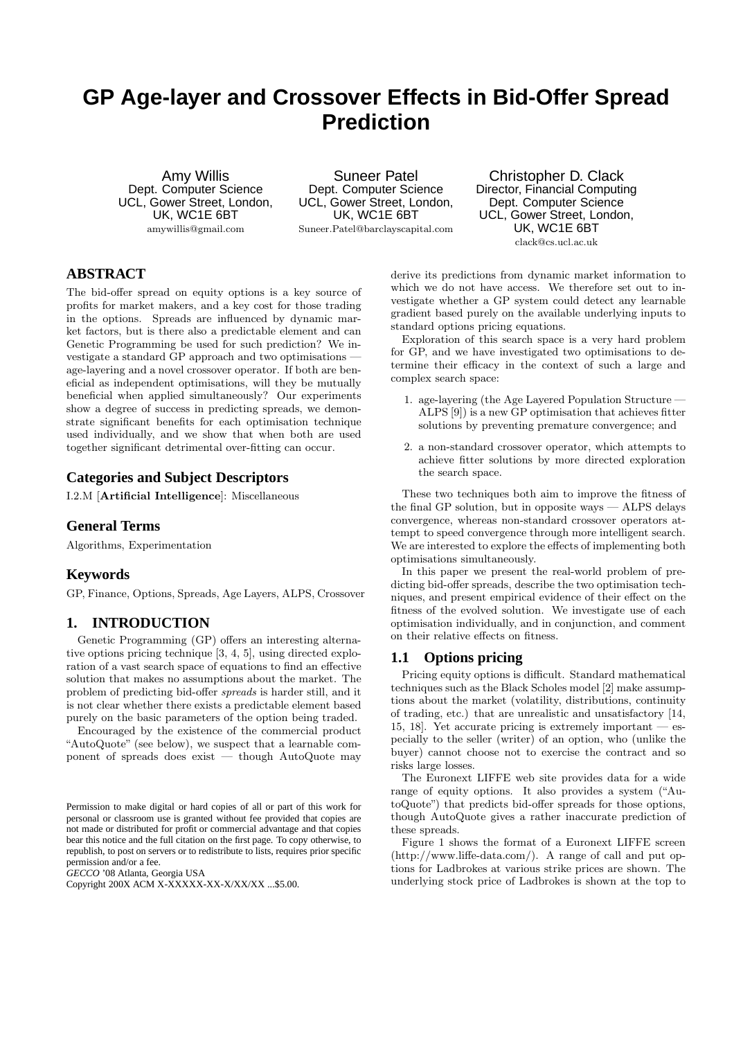# GP Age-layer and Crossover Effects in Bid-Offer Spread Prediction

Amy Willis
Dept. Computer Science
UCL, Gower Street, London, UK, WC1E 6BT
amywillis@gmail.com

Suneer Patel
Dept. Computer Science
UCL, Gower Street, London, UK, WC1E 6BT
Suneer.Patel@barclayscapital.com

Christopher D. Clack
Director, Financial Computing
Dept. Computer Science
UCL, Gower Street, London, UK, WC1E 6BT
clack@cs.ucl.ac.uk

## ABSTRACT

The bid-offer spread on equity options is a key source of profits for market makers, and a key cost for those trading in the options. Spreads are influenced by dynamic market factors, but is there also a predictable element and can Genetic Programming be used for such prediction? We investigate a standard GP approach and two optimisations — age-layering and a novel crossover operator. If both are beneficial as independent optimisations, will they be mutually beneficial when applied simultaneously? Our experiments show a degree of success in predicting spreads, we demonstrate significant benefits for each optimisation technique used individually, and we show that when both are used together significant detrimental over-fitting can occur.

## Categories and Subject Descriptors

I.2.M [**Artificial Intelligence**]: Miscellaneous

## General Terms

Algorithms, Experimentation

## Keywords

GP, Finance, Options, Spreads, Age Layers, ALPS, Crossover

## 1. INTRODUCTION

Genetic Programming (GP) offers an interesting alternative options pricing technique [3, 4, 5], using directed exploration of a vast search space of equations to find an effective solution that makes no assumptions about the market. The problem of predicting bid-offer *spreads* is harder still, and it is not clear whether there exists a predictable element based purely on the basic parameters of the option being traded.

Encouraged by the existence of the commercial product "AutoQuote" (see below), we suspect that a learnable component of spreads does exist — though AutoQuote may derive its predictions from dynamic market information to which we do not have access. We therefore set out to investigate whether a GP system could detect any learnable gradient based purely on the available underlying inputs to standard options pricing equations.

Exploration of this search space is a very hard problem for GP, and we have investigated two optimisations to determine their efficacy in the context of such a large and complex search space:

1. age-layering (the Age Layered Population Structure — ALPS [9]) is a new GP optimisation that achieves fitter solutions by preventing premature convergence; and
2. a non-standard crossover operator, which attempts to achieve fitter solutions by more directed exploration the search space.

These two techniques both aim to improve the fitness of the final GP solution, but in opposite ways — ALPS delays convergence, whereas non-standard crossover operators attempt to speed convergence through more intelligent search. We are interested to explore the effects of implementing both optimisations simultaneously.

In this paper we present the real-world problem of predicting bid-offer spreads, describe the two optimisation techniques, and present empirical evidence of their effect on the fitness of the evolved solution. We investigate use of each optimisation individually, and in conjunction, and comment on their relative effects on fitness.

### 1.1 Options pricing

Pricing equity options is difficult. Standard mathematical techniques such as the Black Scholes model [2] make assumptions about the market (volatility, distributions, continuity of trading, etc.) that are unrealistic and unsatisfactory [14, 15, 18]. Yet accurate pricing is extremely important — especially to the seller (writer) of an option, who (unlike the buyer) cannot choose not to exercise the contract and so risks large losses.

The Euronext LIFFE web site provides data for a wide range of equity options. It also provides a system ("AutoQuote") that predicts bid-offer spreads for those options, though AutoQuote gives a rather inaccurate prediction of these spreads.

Figure 1 shows the format of a Euronext LIFFE screen (http://www.liffe-data.com/). A range of call and put options for Ladbrokes at various strike prices are shown. The underlying stock price of Ladbrokes is shown at the top to

Permission to make digital or hard copies of all or part of this work for personal or classroom use is granted without fee provided that copies are not made or distributed for profit or commercial advantage and that copies bear this notice and the full citation on the first page. To copy otherwise, to republish, to post on servers or to redistribute to lists, requires prior specific permission and/or a fee.
*GECCO* '08 Atlanta, Georgia USA
Copyright 200X ACM X-XXXXX-XX-X/XX/XX ...$5.00.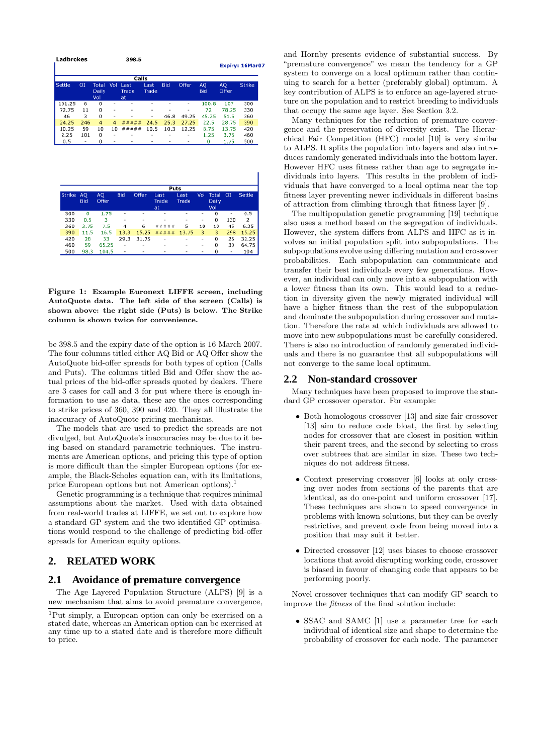**Ladbrokes** 398.5 **Expiry: 16Mar07**

| Settle | OI | Total Daily Vol | Vol | Last Trade at | Last Trade | Bid | Offer | AQ Bid | AQ Offer | Strike |
|---|---|---|---|---|---|---|---|---|---|---|
| 101.25 | 6 | 0 | - | - | - | - | - | 100.8 | 107 | 300 |
| 72.75 | 11 | 0 | - | - | - | - | - | 72 | 78.25 | 330 |
| 46 | 3 | 0 | - | - | - | 46.8 | 49.25 | 45.25 | 51.5 | 360 |
| 24.25 | 246 | 4 | 4 | ##### | 24.5 | 25.3 | 27.25 | 22.5 | 28.75 | 390 |
| 10.25 | 59 | 10 | 10 | ##### | 10.5 | 10.3 | 12.25 | 8.75 | 13.75 | 420 |
| 2.25 | 101 | 0 | - | - | - | - | - | 1.25 | 3.75 | 460 |
| 0.5 | - | 0 | - | - | - | - | - | 0 | 1.75 | 500 |

| Strike | AQ Bid | AQ Offer | Bid | Offer | Last Trade at | Last Trade | Vol | Total Daily Vol | OI | Settle |
|---|---|---|---|---|---|---|---|---|---|---|
| 300 | 0 | 1.75 | - | - | - | - | - | 0 | - | 0.5 |
| 330 | 0.5 | 3 | - | - | - | - | - | 0 | 130 | 2 |
| 360 | 3.75 | 7.5 | 4 | 6 | ##### | 5 | 10 | 10 | 45 | 6.25 |
| 390 | 11.5 | 16.5 | 13.3 | 15.25 | ##### | 13.75 | 3 | 3 | 298 | 15.25 |
| 420 | 28 | 33 | 29.3 | 31.75 | - | - | - | 0 | 26 | 32.25 |
| 460 | 59 | 65.25 | - | - | - | - | - | 0 | 30 | 64.75 |
| 500 | 98.3 | 104.5 | - | - | - | - | - | 0 | - | 104 |

**Figure 1: Example Euronext LIFFE screen, including AutoQuote data. The left side of the screen (Calls) is shown above: the right side (Puts) is below. The Strike column is shown twice for convenience.**

be 398.5 and the expiry date of the option is 16 March 2007. The four columns titled either AQ Bid or AQ Offer show the AutoQuote bid-offer spreads for both types of option (Calls and Puts). The columns titled Bid and Offer show the actual prices of the bid-offer spreads quoted by dealers. There are 3 cases for call and 3 for put where there is enough information to use as data, these are the ones corresponding to strike prices of 360, 390 and 420. They all illustrate the inaccuracy of AutoQuote pricing mechanisms.

The models that are used to predict the spreads are not divulged, but AutoQuote's inaccuracies may be due to it being based on standard parametric techniques. The instruments are American options, and pricing this type of option is more difficult than the simpler European options (for example, the Black-Scholes equation can, with its limitations, price European options but not American options).[1]

Genetic programming is a technique that requires minimal assumptions about the market. Used with data obtained from real-world trades at LIFFE, we set out to explore how a standard GP system and the two identified GP optimisations would respond to the challenge of predicting bid-offer spreads for American equity options.

## 2. RELATED WORK

### 2.1 Avoidance of premature convergence

The Age Layered Population Structure (ALPS) [9] is a new mechanism that aims to avoid premature convergence, and Hornby presents evidence of substantial success. By "premature convergence" we mean the tendency for a GP system to converge on a local optimum rather than continuing to search for a better (preferably global) optimum. A key contribution of ALPS is to enforce an age-layered structure on the population and to restrict breeding to individuals that occupy the same age layer. See Section 3.2.

Many techniques for the reduction of premature convergence and the preservation of diversity exist. The Hierarchical Fair Competition (HFC) model [10] is very similar to ALPS. It splits the population into layers and also introduces randomly generated individuals into the bottom layer. However HFC uses fitness rather than age to segregate individuals into layers. This results in the problem of individuals that have converged to a local optima near the top fitness layer preventing newer individuals in different basins of attraction from climbing through that fitness layer [9].

The multipopulation genetic programming [19] technique also uses a method based on the segregation of individuals. However, the system differs from ALPS and HFC as it involves an initial population split into subpopulations. The subpopulations evolve using differing mutation and crossover probabilities. Each subpopulation can communicate and transfer their best individuals every few generations. However, an individual can only move into a subpopulation with a lower fitness than its own. This would lead to a reduction in diversity given the newly migrated individual will have a higher fitness than the rest of the subpopulation and dominate the subpopulation during crossover and mutation. Therefore the rate at which individuals are allowed to move into new subpopulations must be carefully considered. There is also no introduction of randomly generated individuals and there is no guarantee that all subpopulations will not converge to the same local optimum.

### 2.2 Non-standard crossover

Many techniques have been proposed to improve the standard GP crossover operator. For example:

- Both homologous crossover [13] and size fair crossover [13] aim to reduce code bloat, the first by selecting nodes for crossover that are closest in position within their parent trees, and the second by selecting to cross over subtrees that are similar in size. These two techniques do not address fitness.
- Context preserving crossover [6] looks at only crossing over nodes from sections of the parents that are identical, as do one-point and uniform crossover [17]. These techniques are shown to speed convergence in problems with known solutions, but they can be overly restrictive, and prevent code from being moved into a position that may suit it better.
- Directed crossover [12] uses biases to choose crossover locations that avoid disrupting working code, crossover is biased in favour of changing code that appears to be performing poorly.

Novel crossover techniques that can modify GP search to improve the *fitness* of the final solution include:

- SSAC and SAMC [1] use a parameter tree for each individual of identical size and shape to determine the probability of crossover for each node. The parameter

[1] Put simply, a European option can only be exercised on a stated date, whereas an American option can be exercised at any time up to a stated date and is therefore more difficult to price.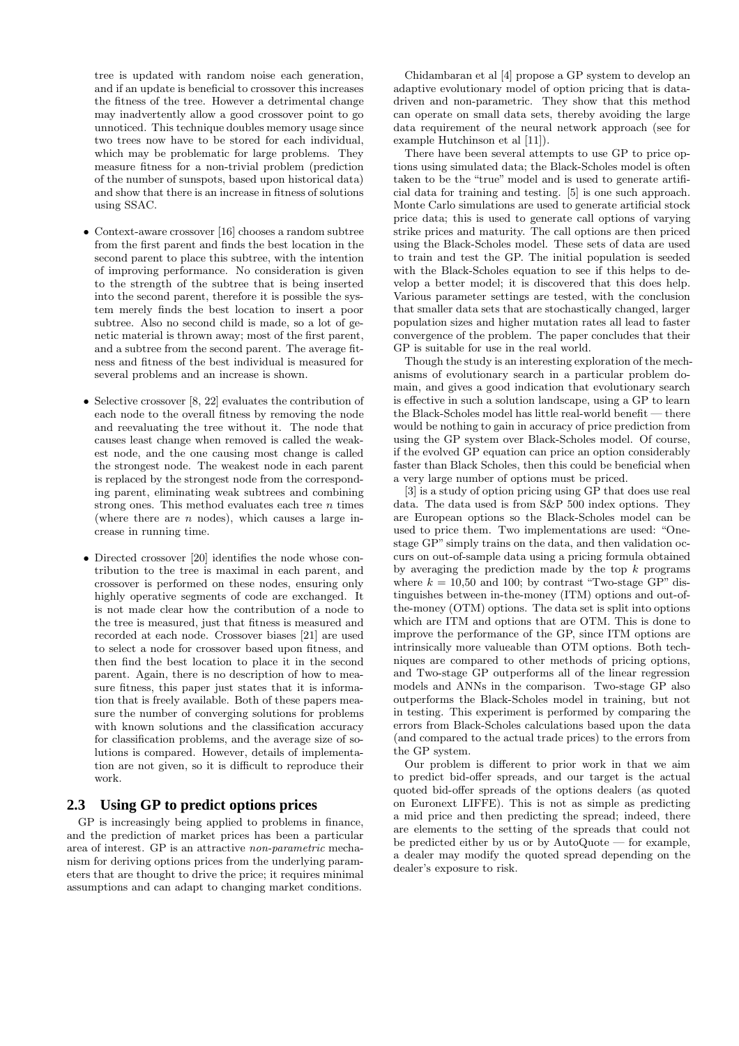tree is updated with random noise each generation, and if an update is beneficial to crossover this increases the fitness of the tree. However a detrimental change may inadvertently allow a good crossover point to go unnoticed. This technique doubles memory usage since two trees now have to be stored for each individual, which may be problematic for large problems. They measure fitness for a non-trivial problem (prediction of the number of sunspots, based upon historical data) and show that there is an increase in fitness of solutions using SSAC.

- Context-aware crossover [16] chooses a random subtree from the first parent and finds the best location in the second parent to place this subtree, with the intention of improving performance. No consideration is given to the strength of the subtree that is being inserted into the second parent, therefore it is possible the system merely finds the best location to insert a poor subtree. Also no second child is made, so a lot of genetic material is thrown away; most of the first parent, and a subtree from the second parent. The average fitness and fitness of the best individual is measured for several problems and an increase is shown.

- Selective crossover [8, 22] evaluates the contribution of each node to the overall fitness by removing the node and reevaluating the tree without it. The node that causes least change when removed is called the weakest node, and the one causing most change is called the strongest node. The weakest node in each parent is replaced by the strongest node from the corresponding parent, eliminating weak subtrees and combining strong ones. This method evaluates each tree $n$ times (where there are $n$ nodes), which causes a large increase in running time.

- Directed crossover [20] identifies the node whose contribution to the tree is maximal in each parent, and crossover is performed on these nodes, ensuring only highly operative segments of code are exchanged. It is not made clear how the contribution of a node to the tree is measured, just that fitness is measured and recorded at each node. Crossover biases [21] are used to select a node for crossover based upon fitness, and then find the best location to place it in the second parent. Again, there is no description of how to measure fitness, this paper just states that it is information that is freely available. Both of these papers measure the number of converging solutions for problems with known solutions and the classification accuracy for classification problems, and the average size of solutions is compared. However, details of implementation are not given, so it is difficult to reproduce their work.

## 2.3 Using GP to predict options prices

GP is increasingly being applied to problems in finance, and the prediction of market prices has been a particular area of interest. GP is an attractive *non-parametric* mechanism for deriving options prices from the underlying parameters that are thought to drive the price; it requires minimal assumptions and can adapt to changing market conditions.

Chidambaran et al [4] propose a GP system to develop an adaptive evolutionary model of option pricing that is data-driven and non-parametric. They show that this method can operate on small data sets, thereby avoiding the large data requirement of the neural network approach (see for example Hutchinson et al [11]).

There have been several attempts to use GP to price options using simulated data; the Black-Scholes model is often taken to be the "true" model and is used to generate artificial data for training and testing. [5] is one such approach. Monte Carlo simulations are used to generate artificial stock price data; this is used to generate call options of varying strike prices and maturity. The call options are then priced using the Black-Scholes model. These sets of data are used to train and test the GP. The initial population is seeded with the Black-Scholes equation to see if this helps to develop a better model; it is discovered that this does help. Various parameter settings are tested, with the conclusion that smaller data sets that are stochastically changed, larger population sizes and higher mutation rates all lead to faster convergence of the problem. The paper concludes that their GP is suitable for use in the real world.

Though the study is an interesting exploration of the mechanisms of evolutionary search in a particular problem domain, and gives a good indication that evolutionary search is effective in such a solution landscape, using a GP to learn the Black-Scholes model has little real-world benefit — there would be nothing to gain in accuracy of price prediction from using the GP system over Black-Scholes model. Of course, if the evolved GP equation can price an option considerably faster than Black Scholes, then this could be beneficial when a very large number of options must be priced.

[3] is a study of option pricing using GP that does use real data. The data used is from S&P 500 index options. They are European options so the Black-Scholes model can be used to price them. Two implementations are used: "One-stage GP" simply trains on the data, and then validation occurs on out-of-sample data using a pricing formula obtained by averaging the prediction made by the top $k$ programs where $k = 10$,50 and 100; by contrast "Two-stage GP" distinguishes between in-the-money (ITM) options and out-of-the-money (OTM) options. The data set is split into options which are ITM and options that are OTM. This is done to improve the performance of the GP, since ITM options are intrinsically more valueable than OTM options. Both techniques are compared to other methods of pricing options, and Two-stage GP outperforms all of the linear regression models and ANNs in the comparison. Two-stage GP also outperforms the Black-Scholes model in training, but not in testing. This experiment is performed by comparing the errors from Black-Scholes calculations based upon the data (and compared to the actual trade prices) to the errors from the GP system.

Our problem is different to prior work in that we aim to predict bid-offer spreads, and our target is the actual quoted bid-offer spreads of the options dealers (as quoted on Euronext LIFFE). This is not as simple as predicting a mid price and then predicting the spread; indeed, there are elements to the setting of the spreads that could not be predicted either by us or by AutoQuote — for example, a dealer may modify the quoted spread depending on the dealer's exposure to risk.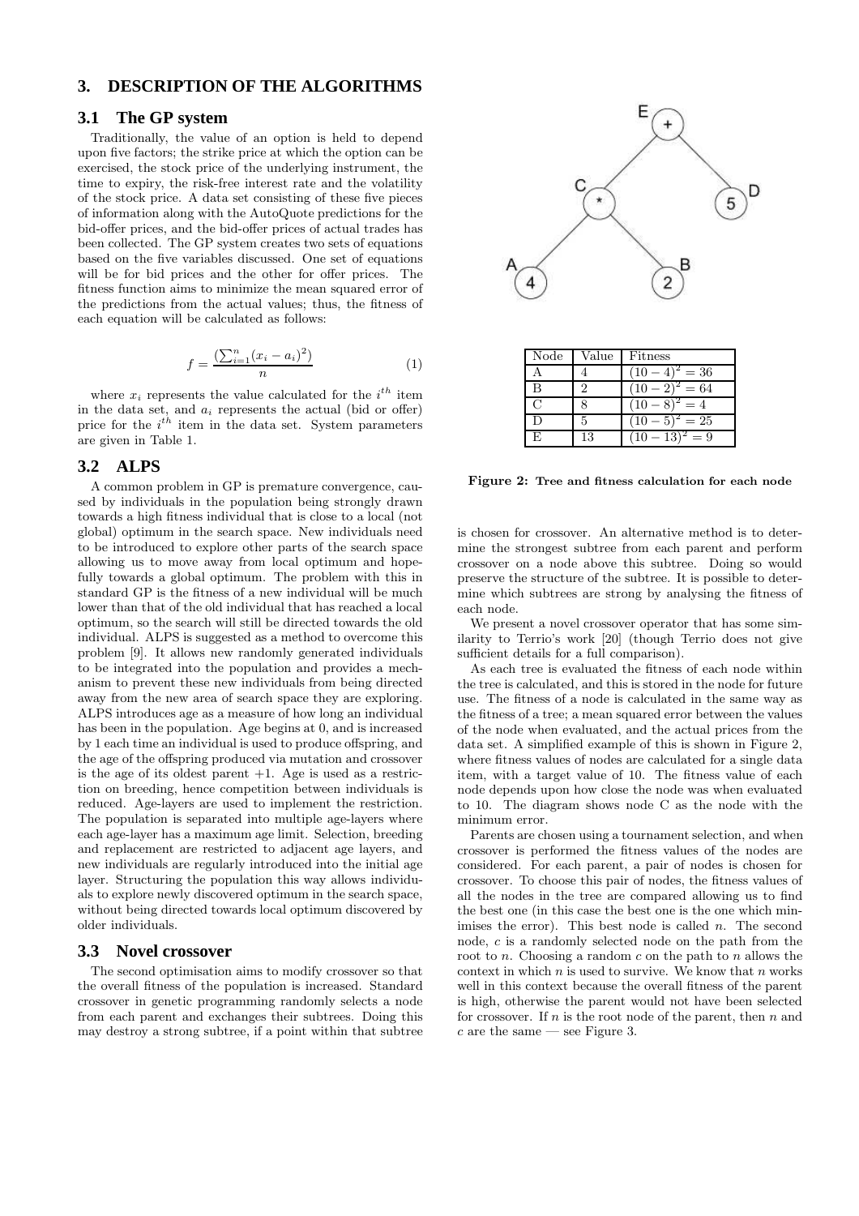## 3. DESCRIPTION OF THE ALGORITHMS

### 3.1 The GP system

Traditionally, the value of an option is held to depend upon five factors; the strike price at which the option can be exercised, the stock price of the underlying instrument, the time to expiry, the risk-free interest rate and the volatility of the stock price. A data set consisting of these five pieces of information along with the AutoQuote predictions for the bid-offer prices, and the bid-offer prices of actual trades has been collected. The GP system creates two sets of equations based on the five variables discussed. One set of equations will be for bid prices and the other for offer prices. The fitness function aims to minimize the mean squared error of the predictions from the actual values; thus, the fitness of each equation will be calculated as follows:

$$f = \frac{(\sum_{i=1}^{n}(x_i - a_i)^2)}{n} \tag{1}$$

where $x_i$ represents the value calculated for the $i^{th}$ item in the data set, and $a_i$ represents the actual (bid or offer) price for the $i^{th}$ item in the data set. System parameters are given in Table 1.

### 3.2 ALPS

A common problem in GP is premature convergence, caused by individuals in the population being strongly drawn towards a high fitness individual that is close to a local (not global) optimum in the search space. New individuals need to be introduced to explore other parts of the search space allowing us to move away from local optimum and hopefully towards a global optimum. The problem with this in standard GP is the fitness of a new individual will be much lower than that of the old individual that has reached a local optimum, so the search will still be directed towards the old individual. ALPS is suggested as a method to overcome this problem [9]. It allows new randomly generated individuals to be integrated into the population and provides a mechanism to prevent these new individuals from being directed away from the new area of search space they are exploring. ALPS introduces age as a measure of how long an individual has been in the population. Age begins at 0, and is increased by 1 each time an individual is used to produce offspring, and the age of the offspring produced via mutation and crossover is the age of its oldest parent +1. Age is used as a restriction on breeding, hence competition between individuals is reduced. Age-layers are used to implement the restriction. The population is separated into multiple age-layers where each age-layer has a maximum age limit. Selection, breeding and replacement are restricted to adjacent age layers, and new individuals are regularly introduced into the initial age layer. Structuring the population this way allows individuals to explore newly discovered optimum in the search space, without being directed towards local optimum discovered by older individuals.

### 3.3 Novel crossover

The second optimisation aims to modify crossover so that the overall fitness of the population is increased. Standard crossover in genetic programming randomly selects a node from each parent and exchanges their subtrees. Doing this may destroy a strong subtree, if a point within that subtree is chosen for crossover. An alternative method is to determine the strongest subtree from each parent and perform crossover on a node above this subtree. Doing so would preserve the structure of the subtree. It is possible to determine which subtrees are strong by analysing the fitness of each node.

We present a novel crossover operator that has some similarity to Terrio's work [20] (though Terrio does not give sufficient details for a full comparison).

As each tree is evaluated the fitness of each node within the tree is calculated, and this is stored in the node for future use. The fitness of a node is calculated in the same way as the fitness of a tree; a mean squared error between the values of the node when evaluated, and the actual prices from the data set. A simplified example of this is shown in Figure 2, where fitness values of nodes are calculated for a single data item, with a target value of 10. The fitness value of each node depends upon how close the node was when evaluated to 10. The diagram shows node C as the node with the minimum error.

| Node | Value | Fitness |
|---|---|---|
| A | 4 | $(10-4)^2 = 36$ |
| B | 2 | $(10-2)^2 = 64$ |
| C | 8 | $(10-8)^2 = 4$ |
| D | 5 | $(10-5)^2 = 25$ |
| E | 13 | $(10-13)^2 = 9$ |

**Figure 2: Tree and fitness calculation for each node**

Parents are chosen using a tournament selection, and when crossover is performed the fitness values of the nodes are considered. For each parent, a pair of nodes is chosen for crossover. To choose this pair of nodes, the fitness values of all the nodes in the tree are compared allowing us to find the best one (in this case the best one is the one which minimises the error). This best node is called $n$. The second node, $c$ is a randomly selected node on the path from the root to $n$. Choosing a random $c$ on the path to $n$ allows the context in which $n$ is used to survive. We know that $n$ works well in this context because the overall fitness of the parent is high, otherwise the parent would not have been selected for crossover. If $n$ is the root node of the parent, then $n$ and $c$ are the same — see Figure 3.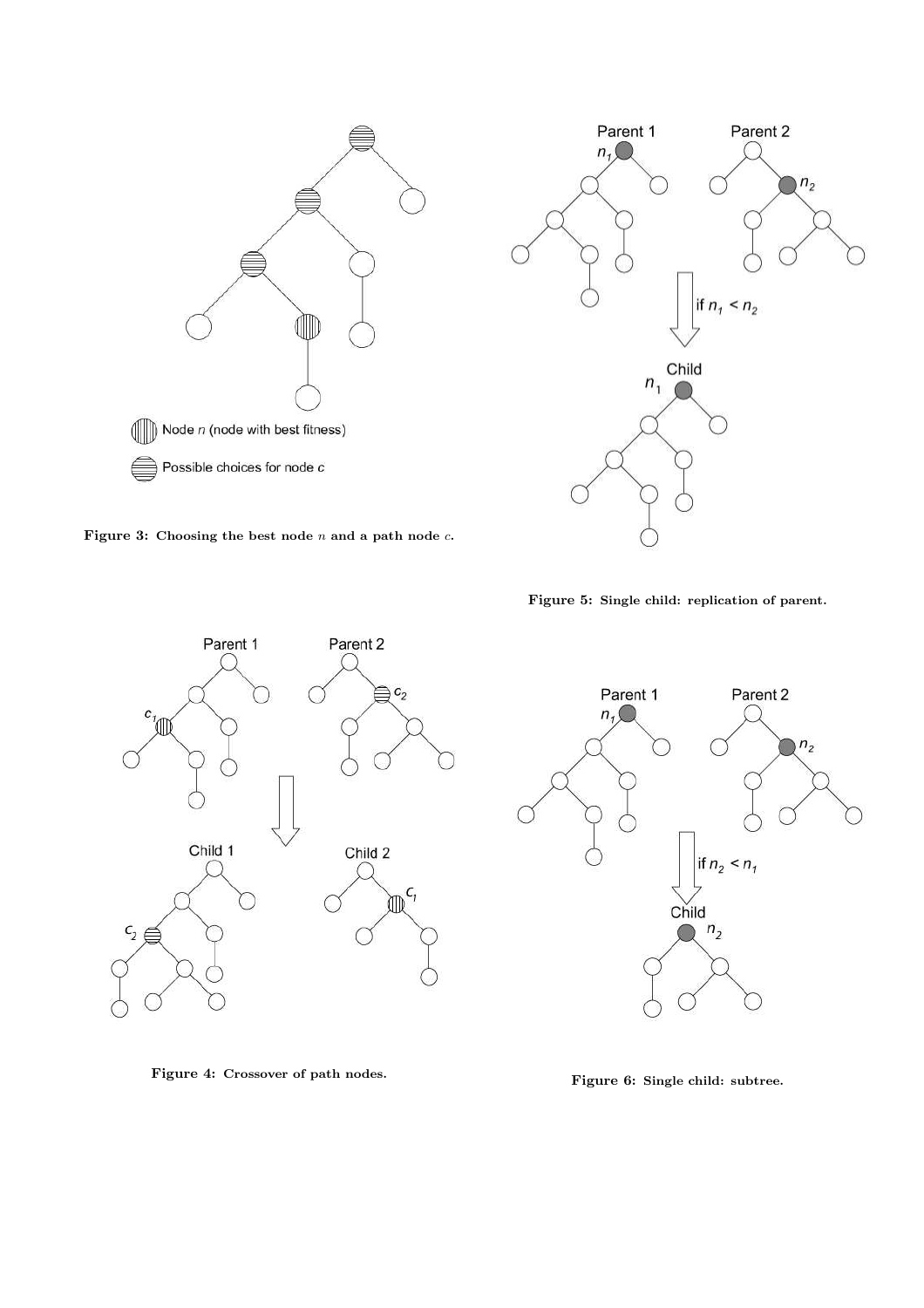Figure 3: Choosing the best node $n$ and a path node $c$.

Figure 5: Single child: replication of parent.

Figure 4: Crossover of path nodes.

Figure 6: Single child: subtree.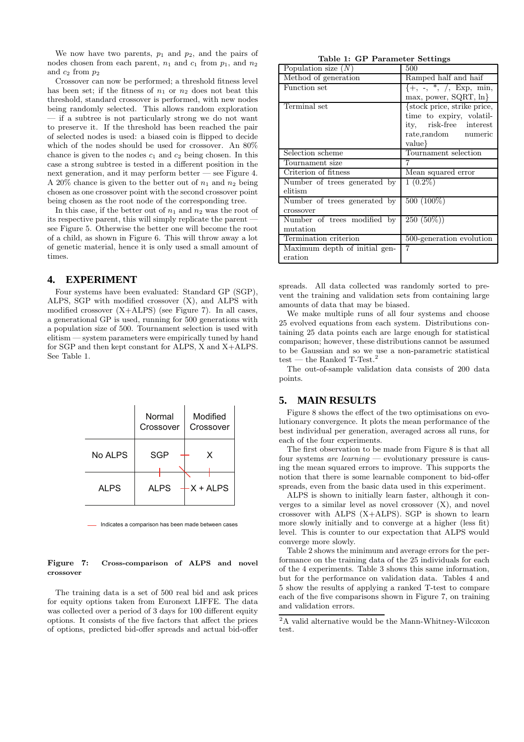We now have two parents, $p_1$ and $p_2$, and the pairs of nodes chosen from each parent, $n_1$ and $c_1$ from $p_1$, and $n_2$ and $c_2$ from $p_2$

Crossover can now be performed; a threshold fitness level has been set; if the fitness of $n_1$ or $n_2$ does not beat this threshold, standard crossover is performed, with new nodes being randomly selected. This allows random exploration — if a subtree is not particularly strong we do not want to preserve it. If the threshold has been reached the pair of selected nodes is used: a biased coin is flipped to decide which of the nodes should be used for crossover. An 80% chance is given to the nodes $c_1$ and $c_2$ being chosen. In this case a strong subtree is tested in a different position in the next generation, and it may perform better — see Figure 4. A 20% chance is given to the better out of $n_1$ and $n_2$ being chosen as one crossover point with the second crossover point being chosen as the root node of the corresponding tree.

In this case, if the better out of $n_1$ and $n_2$ was the root of its respective parent, this will simply replicate the parent — see Figure 5. Otherwise the better one will become the root of a child, as shown in Figure 6. This will throw away a lot of genetic material, hence it is only used a small amount of times.

## 4. EXPERIMENT

Four systems have been evaluated: Standard GP (SGP), ALPS, SGP with modified crossover (X), and ALPS with modified crossover (X+ALPS) (see Figure 7). In all cases, a generational GP is used, running for 500 generations with a population size of 500. Tournament selection is used with elitism — system parameters were empirically tuned by hand for SGP and then kept constant for ALPS, X and X+ALPS. See Table 1.

| | Normal Crossover | Modified Crossover |
|---|---|---|
| No ALPS | SGP | X |
| ALPS | ALPS | X + ALPS |

Indicates a comparison has been made between cases

**Figure 7: Cross-comparison of ALPS and novel crossover**

The training data is a set of 500 real bid and ask prices for equity options taken from Euronext LIFFE. The data was collected over a period of 3 days for 100 different equity options. It consists of the five factors that affect the prices of options, predicted bid-offer spreads and actual bid-offer spreads. All data collected was randomly sorted to prevent the training and validation sets from containing large amounts of data that may be biased.

**Table 1: GP Parameter Settings**

| | |
|---|---|
| Population size ($N$) | 500 |
| Method of generation | Ramped half and haif |
| Function set | {+, -, *, /, Exp, min, max, power, SQRT, ln} |
| Terminal set | {stock price, strike price, time to expiry, volatility, risk-free interest rate,random numeric value} |
| Selection scheme | Tournament selection |
| Tournament size | 7 |
| Criterion of fitness | Mean squared error |
| Number of trees generated by elitism | 1 (0.2%) |
| Number of trees generated by crossover | 500 (100%) |
| Number of trees modified by mutation | 250 (50%)) |
| Termination criterion | 500-generation evolution |
| Maximum depth of initial generation | 7 |

We make multiple runs of all four systems and choose 25 evolved equations from each system. Distributions containing 25 data points each are large enough for statistical comparison; however, these distributions cannot be assumed to be Gaussian and so we use a non-parametric statistical test — the Ranked T-Test.[2]

The out-of-sample validation data consists of 200 data points.

## 5. MAIN RESULTS

Figure 8 shows the effect of the two optimisations on evolutionary convergence. It plots the mean performance of the best individual per generation, averaged across all runs, for each of the four experiments.

The first observation to be made from Figure 8 is that all four systems *are learning* — evolutionary pressure is causing the mean squared errors to improve. This supports the notion that there is some learnable component to bid-offer spreads, even from the basic data used in this experiment.

ALPS is shown to initially learn faster, although it converges to a similar level as novel crossover (X), and novel crossover with ALPS (X+ALPS). SGP is shown to learn more slowly initially and to converge at a higher (less fit) level. This is counter to our expectation that ALPS would converge more slowly.

Table 2 shows the minimum and average errors for the performance on the training data of the 25 individuals for each of the 4 experiments. Table 3 shows this same information, but for the performance on validation data. Tables 4 and 5 show the results of applying a ranked T-test to compare each of the five comparisons shown in Figure 7, on training and validation errors.

[2]A valid alternative would be the Mann-Whitney-Wilcoxon test.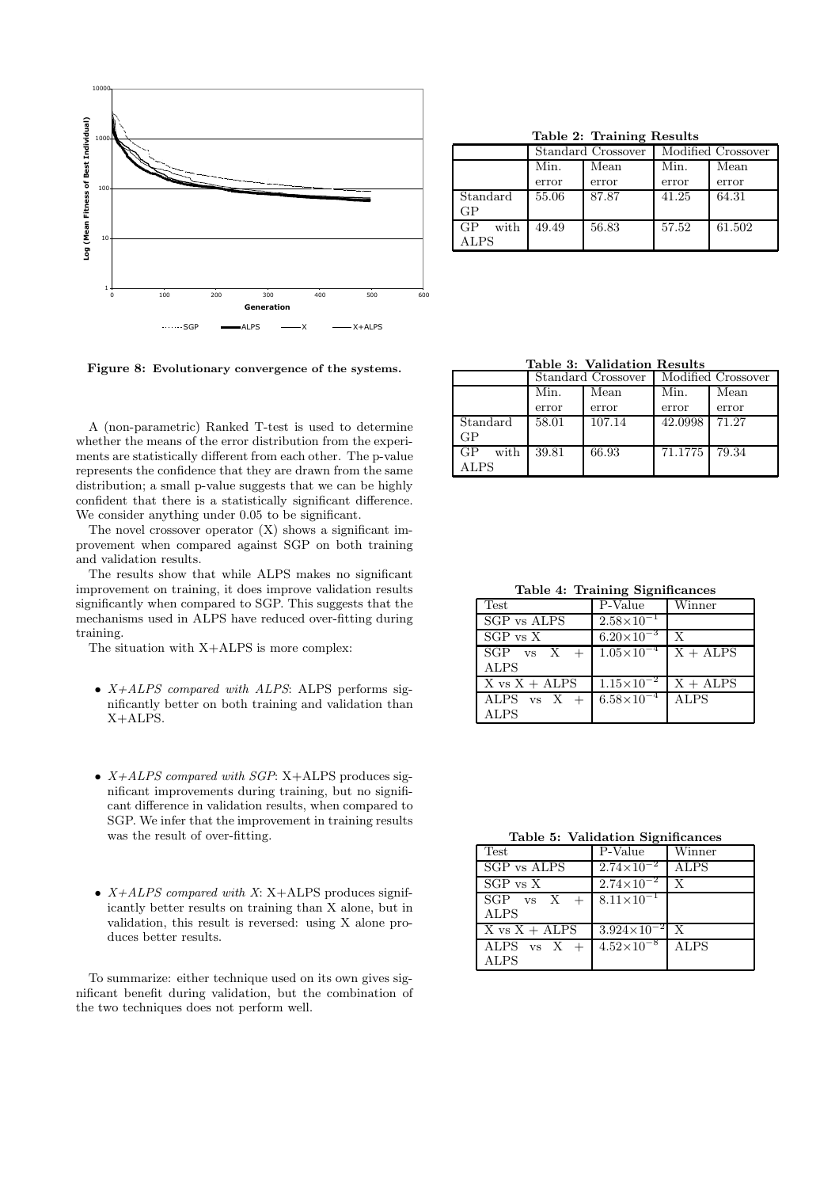Figure 8: Evolutionary convergence of the systems.

A (non-parametric) Ranked T-test is used to determine whether the means of the error distribution from the experiments are statistically different from each other. The p-value represents the confidence that they are drawn from the same distribution; a small p-value suggests that we can be highly confident that there is a statistically significant difference. We consider anything under 0.05 to be significant.

The novel crossover operator (X) shows a significant improvement when compared against SGP on both training and validation results.

The results show that while ALPS makes no significant improvement on training, it does improve validation results significantly when compared to SGP. This suggests that the mechanisms used in ALPS have reduced over-fitting during training.

The situation with X+ALPS is more complex:

- *X+ALPS compared with ALPS*: ALPS performs significantly better on both training and validation than X+ALPS.
- *X+ALPS compared with SGP*: X+ALPS produces significant improvements during training, but no significant difference in validation results, when compared to SGP. We infer that the improvement in training results was the result of over-fitting.
- *X+ALPS compared with X*: X+ALPS produces significantly better results on training than X alone, but in validation, this result is reversed: using X alone produces better results.

To summarize: either technique used on its own gives significant benefit during validation, but the combination of the two techniques does not perform well.

**Table 2: Training Results**

| | Standard Crossover | | Modified Crossover | |
|---|---|---|---|---|
| | Min. error | Mean error | Min. error | Mean error |
| Standard GP | 55.06 | 87.87 | 41.25 | 64.31 |
| GP with ALPS | 49.49 | 56.83 | 57.52 | 61.502 |

**Table 3: Validation Results**

| | Standard Crossover | | Modified Crossover | |
|---|---|---|---|---|
| | Min. error | Mean error | Min. error | Mean error |
| Standard GP | 58.01 | 107.14 | 42.0998 | 71.27 |
| GP with ALPS | 39.81 | 66.93 | 71.1775 | 79.34 |

**Table 4: Training Significances**

| Test | P-Value | Winner |
|---|---|---|
| SGP vs ALPS | $2.58\times10^{-1}$ | |
| SGP vs X | $6.20\times10^{-3}$ | X |
| SGP vs X + ALPS | $1.05\times10^{-4}$ | X + ALPS |
| X vs X + ALPS | $1.15\times10^{-2}$ | X + ALPS |
| ALPS vs X + ALPS | $6.58\times10^{-4}$ | ALPS |

**Table 5: Validation Significances**

| Test | P-Value | Winner |
|---|---|---|
| SGP vs ALPS | $2.74\times10^{-2}$ | ALPS |
| SGP vs X | $2.74\times10^{-2}$ | X |
| SGP vs X + ALPS | $8.11\times10^{-1}$ | |
| X vs X + ALPS | $3.924\times10^{-2}$ | X |
| ALPS vs X + ALPS | $4.52\times10^{-8}$ | ALPS |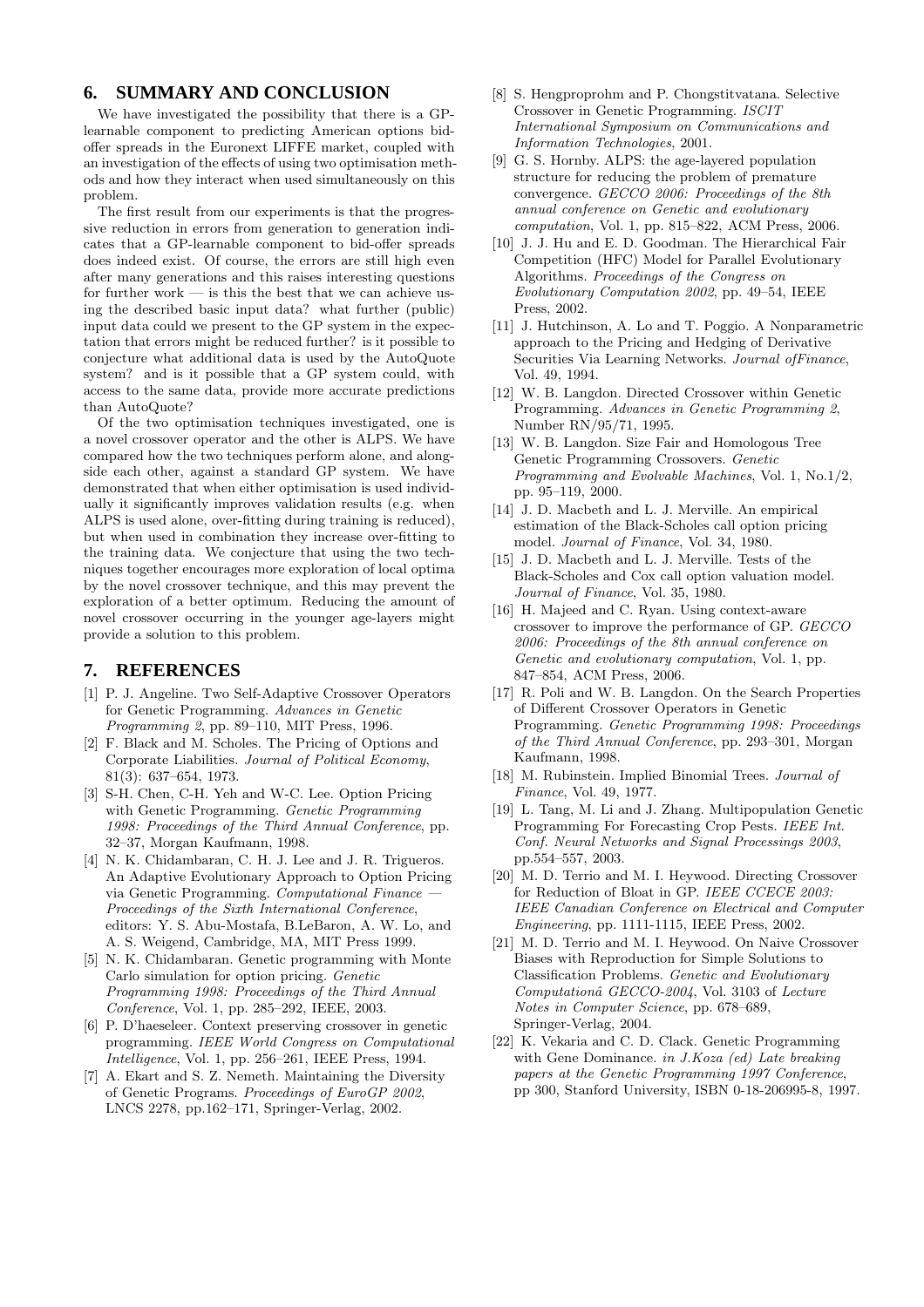## 6. SUMMARY AND CONCLUSION

We have investigated the possibility that there is a GP-learnable component to predicting American options bid-offer spreads in the Euronext LIFFE market, coupled with an investigation of the effects of using two optimisation methods and how they interact when used simultaneously on this problem.

The first result from our experiments is that the progressive reduction in errors from generation to generation indicates that a GP-learnable component to bid-offer spreads does indeed exist. Of course, the errors are still high even after many generations and this raises interesting questions for further work — is this the best that we can achieve using the described basic input data? what further (public) input data could we present to the GP system in the expectation that errors might be reduced further? is it possible to conjecture what additional data is used by the AutoQuote system? and is it possible that a GP system could, with access to the same data, provide more accurate predictions than AutoQuote?

Of the two optimisation techniques investigated, one is a novel crossover operator and the other is ALPS. We have compared how the two techniques perform alone, and alongside each other, against a standard GP system. We have demonstrated that when either optimisation is used individually it significantly improves validation results (e.g. when ALPS is used alone, over-fitting during training is reduced), but when used in combination they increase over-fitting to the training data. We conjecture that using the two techniques together encourages more exploration of local optima by the novel crossover technique, and this may prevent the exploration of a better optimum. Reducing the amount of novel crossover occurring in the younger age-layers might provide a solution to this problem.

## 7. REFERENCES

[1] P. J. Angeline. Two Self-Adaptive Crossover Operators for Genetic Programming. *Advances in Genetic Programming 2*, pp. 89–110, MIT Press, 1996.

[2] F. Black and M. Scholes. The Pricing of Options and Corporate Liabilities. *Journal of Political Economy*, 81(3): 637–654, 1973.

[3] S-H. Chen, C-H. Yeh and W-C. Lee. Option Pricing with Genetic Programming. *Genetic Programming 1998: Proceedings of the Third Annual Conference*, pp. 32–37, Morgan Kaufmann, 1998.

[4] N. K. Chidambaran, C. H. J. Lee and J. R. Trigueros. An Adaptive Evolutionary Approach to Option Pricing via Genetic Programming. *Computational Finance — Proceedings of the Sixth International Conference*, editors: Y. S. Abu-Mostafa, B.LeBaron, A. W. Lo, and A. S. Weigend, Cambridge, MA, MIT Press 1999.

[5] N. K. Chidambaran. Genetic programming with Monte Carlo simulation for option pricing. *Genetic Programming 1998: Proceedings of the Third Annual Conference*, Vol. 1, pp. 285–292, IEEE, 2003.

[6] P. D'haeseleer. Context preserving crossover in genetic programming. *IEEE World Congress on Computational Intelligence*, Vol. 1, pp. 256–261, IEEE Press, 1994.

[7] A. Ekart and S. Z. Nemeth. Maintaining the Diversity of Genetic Programs. *Proceedings of EuroGP 2002*, LNCS 2278, pp.162–171, Springer-Verlag, 2002.

[8] S. Hengproprohm and P. Chongstitvatana. Selective Crossover in Genetic Programming. *ISCIT International Symposium on Communications and Information Technologies*, 2001.

[9] G. S. Hornby. ALPS: the age-layered population structure for reducing the problem of premature convergence. *GECCO 2006: Proceedings of the 8th annual conference on Genetic and evolutionary computation*, Vol. 1, pp. 815–822, ACM Press, 2006.

[10] J. J. Hu and E. D. Goodman. The Hierarchical Fair Competition (HFC) Model for Parallel Evolutionary Algorithms. *Proceedings of the Congress on Evolutionary Computation 2002*, pp. 49–54, IEEE Press, 2002.

[11] J. Hutchinson, A. Lo and T. Poggio. A Nonparametric approach to the Pricing and Hedging of Derivative Securities Via Learning Networks. *Journal ofFinance*, Vol. 49, 1994.

[12] W. B. Langdon. Directed Crossover within Genetic Programming. *Advances in Genetic Programming 2*, Number RN/95/71, 1995.

[13] W. B. Langdon. Size Fair and Homologous Tree Genetic Programming Crossovers. *Genetic Programming and Evolvable Machines*, Vol. 1, No.1/2, pp. 95–119, 2000.

[14] J. D. Macbeth and L. J. Merville. An empirical estimation of the Black-Scholes call option pricing model. *Journal of Finance*, Vol. 34, 1980.

[15] J. D. Macbeth and L. J. Merville. Tests of the Black-Scholes and Cox call option valuation model. *Journal of Finance*, Vol. 35, 1980.

[16] H. Majeed and C. Ryan. Using context-aware crossover to improve the performance of GP. *GECCO 2006: Proceedings of the 8th annual conference on Genetic and evolutionary computation*, Vol. 1, pp. 847–854, ACM Press, 2006.

[17] R. Poli and W. B. Langdon. On the Search Properties of Different Crossover Operators in Genetic Programming. *Genetic Programming 1998: Proceedings of the Third Annual Conference*, pp. 293–301, Morgan Kaufmann, 1998.

[18] M. Rubinstein. Implied Binomial Trees. *Journal of Finance*, Vol. 49, 1977.

[19] L. Tang, M. Li and J. Zhang. Multipopulation Genetic Programming For Forecasting Crop Pests. *IEEE Int. Conf. Neural Networks and Signal Processings 2003*, pp.554–557, 2003.

[20] M. D. Terrio and M. I. Heywood. Directing Crossover for Reduction of Bloat in GP. *IEEE CCECE 2003: IEEE Canadian Conference on Electrical and Computer Engineering*, pp. 1111-1115, IEEE Press, 2002.

[21] M. D. Terrio and M. I. Heywood. On Naive Crossover Biases with Reproduction for Simple Solutions to Classification Problems. *Genetic and Evolutionary Computationâ GECCO-2004*, Vol. 3103 of *Lecture Notes in Computer Science*, pp. 678–689, Springer-Verlag, 2004.

[22] K. Vekaria and C. D. Clack. Genetic Programming with Gene Dominance. *in J.Koza (ed) Late breaking papers at the Genetic Programming 1997 Conference*, pp 300, Stanford University, ISBN 0-18-206995-8, 1997.